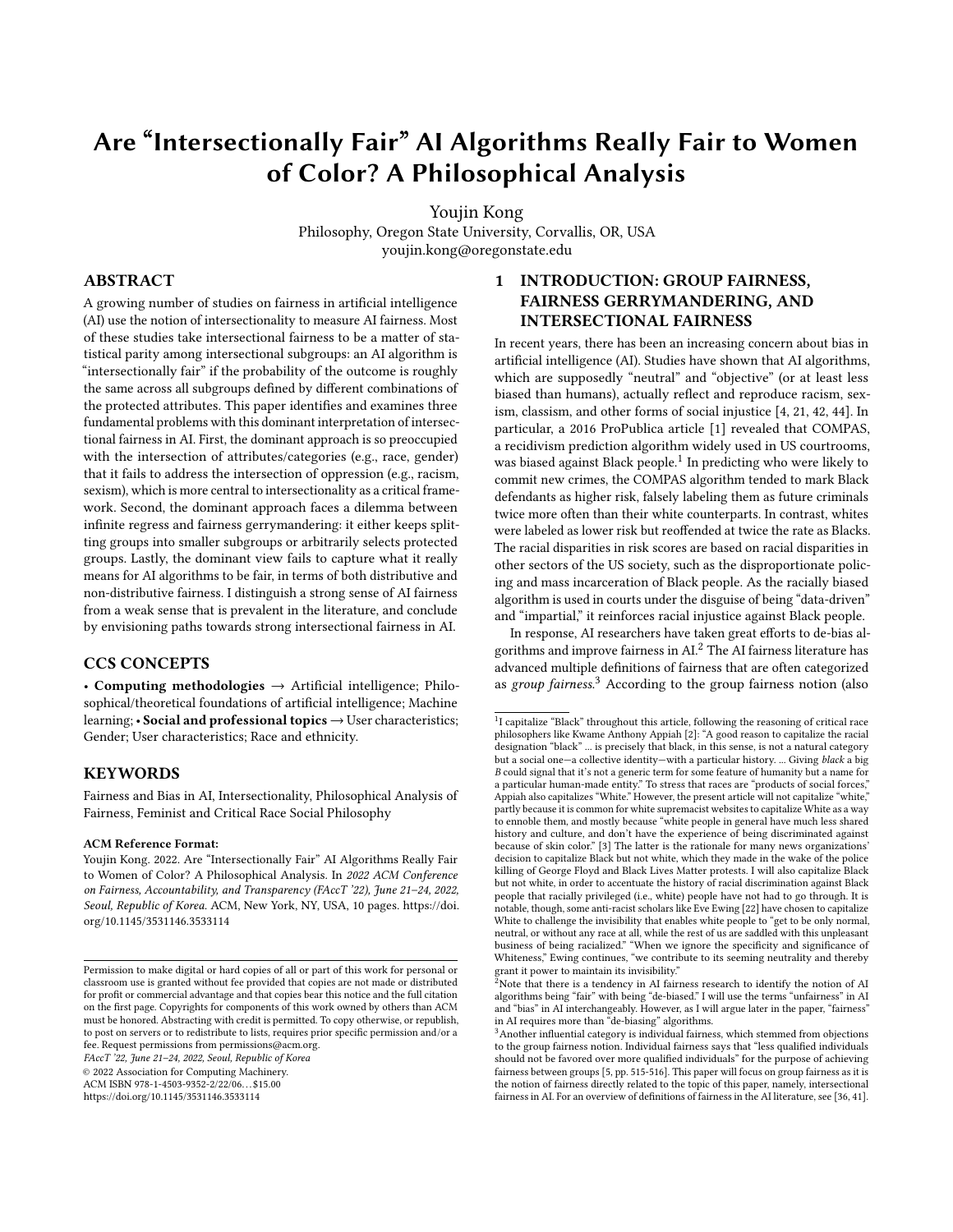# Are "Intersectionally Fair" AI Algorithms Really Fair to Women of Color? A Philosophical Analysis

Youjin Kong
Philosophy, Oregon State University, Corvallis, OR, USA
youjin.kong@oregonstate.edu

## ABSTRACT

A growing number of studies on fairness in artificial intelligence (AI) use the notion of intersectionality to measure AI fairness. Most of these studies take intersectional fairness to be a matter of statistical parity among intersectional subgroups: an AI algorithm is "intersectionally fair" if the probability of the outcome is roughly the same across all subgroups defined by different combinations of the protected attributes. This paper identifies and examines three fundamental problems with this dominant interpretation of intersectional fairness in AI. First, the dominant approach is so preoccupied with the intersection of attributes/categories (e.g., race, gender) that it fails to address the intersection of oppression (e.g., racism, sexism), which is more central to intersectionality as a critical framework. Second, the dominant approach faces a dilemma between infinite regress and fairness gerrymandering: it either keeps splitting groups into smaller subgroups or arbitrarily selects protected groups. Lastly, the dominant view fails to capture what it really means for AI algorithms to be fair, in terms of both distributive and non-distributive fairness. I distinguish a strong sense of AI fairness from a weak sense that is prevalent in the literature, and conclude by envisioning paths towards strong intersectional fairness in AI.

## CCS CONCEPTS

• **Computing methodologies** → Artificial intelligence; Philosophical/theoretical foundations of artificial intelligence; Machine learning; • **Social and professional topics** → User characteristics; Gender; User characteristics; Race and ethnicity.

## KEYWORDS

Fairness and Bias in AI, Intersectionality, Philosophical Analysis of Fairness, Feminist and Critical Race Social Philosophy

**ACM Reference Format:**
Youjin Kong. 2022. Are "Intersectionally Fair" AI Algorithms Really Fair to Women of Color? A Philosophical Analysis. In *2022 ACM Conference on Fairness, Accountability, and Transparency (FAccT '22), June 21–24, 2022, Seoul, Republic of Korea.* ACM, New York, NY, USA, 10 pages. https://doi.org/10.1145/3531146.3533114

Permission to make digital or hard copies of all or part of this work for personal or classroom use is granted without fee provided that copies are not made or distributed for profit or commercial advantage and that copies bear this notice and the full citation on the first page. Copyrights for components of this work owned by others than ACM must be honored. Abstracting with credit is permitted. To copy otherwise, or republish, to post on servers or to redistribute to lists, requires prior specific permission and/or a fee. Request permissions from permissions@acm.org.
*FAccT '22, June 21–24, 2022, Seoul, Republic of Korea*
© 2022 Association for Computing Machinery.
ACM ISBN 978-1-4503-9352-2/22/06...$15.00
https://doi.org/10.1145/3531146.3533114

## 1 INTRODUCTION: GROUP FAIRNESS, FAIRNESS GERRYMANDERING, AND INTERSECTIONAL FAIRNESS

In recent years, there has been an increasing concern about bias in artificial intelligence (AI). Studies have shown that AI algorithms, which are supposedly "neutral" and "objective" (or at least less biased than humans), actually reflect and reproduce racism, sexism, classism, and other forms of social injustice [4, 21, 42, 44]. In particular, a 2016 ProPublica article [1] revealed that COMPAS, a recidivism prediction algorithm widely used in US courtrooms, was biased against Black people.[1] In predicting who were likely to commit new crimes, the COMPAS algorithm tended to mark Black defendants as higher risk, falsely labeling them as future criminals twice more often than their white counterparts. In contrast, whites were labeled as lower risk but reoffended at twice the rate as Blacks. The racial disparities in risk scores are based on racial disparities in other sectors of the US society, such as the disproportionate policing and mass incarceration of Black people. As the racially biased algorithm is used in courts under the disguise of being "data-driven" and "impartial," it reinforces racial injustice against Black people.

In response, AI researchers have taken great efforts to de-bias algorithms and improve fairness in AI.[2] The AI fairness literature has advanced multiple definitions of fairness that are often categorized as *group fairness*.[3] According to the group fairness notion (also

---

[1] I capitalize "Black" throughout this article, following the reasoning of critical race philosophers like Kwame Anthony Appiah [2]: "A good reason to capitalize the racial designation "black" ... is precisely that black, in this sense, is not a natural category but a social one—a collective identity—with a particular history. ... Giving *black* a big *B* could signal that it's not a generic term for some feature of humanity but a name for a particular human-made entity." To stress that races are "products of social forces," Appiah also capitalizes "White." However, the present article will not capitalize "white," partly because it is common for white supremacist websites to capitalize White as a way to ennoble them, and mostly because "white people in general have much less shared history and culture, and don't have the experience of being discriminated against because of skin color." [3] The latter is the rationale for many news organizations' decision to capitalize Black but not white, which they made in the wake of the police killing of George Floyd and Black Lives Matter protests. I will also capitalize Black but not white, in order to accentuate the history of racial discrimination against Black people that racially privileged (i.e., white) people have not had to go through. It is notable, though, some anti-racist scholars like Eve Ewing [22] have chosen to capitalize White to challenge the invisibility that enables white people to "get to be only normal, neutral, or without any race at all, while the rest of us are saddled with this unpleasant business of being racialized." "When we ignore the specificity and significance of Whiteness," Ewing continues, "we contribute to its seeming neutrality and thereby grant it power to maintain its invisibility."

[2] Note that there is a tendency in AI fairness research to identify the notion of AI algorithms being "fair" with being "de-biased." I will use the terms "unfairness" in AI and "bias" in AI interchangeably. However, as I will argue later in the paper, "fairness" in AI requires more than "de-biasing" algorithms.

[3] Another influential category is individual fairness, which stemmed from objections to the group fairness notion. Individual fairness says that "less qualified individuals should not be favored over more qualified individuals" for the purpose of achieving fairness between groups [5, pp. 515-516]. This paper will focus on group fairness as it is the notion of fairness directly related to the topic of this paper, namely, intersectional fairness in AI. For an overview of definitions of fairness in the AI literature, see [36, 41].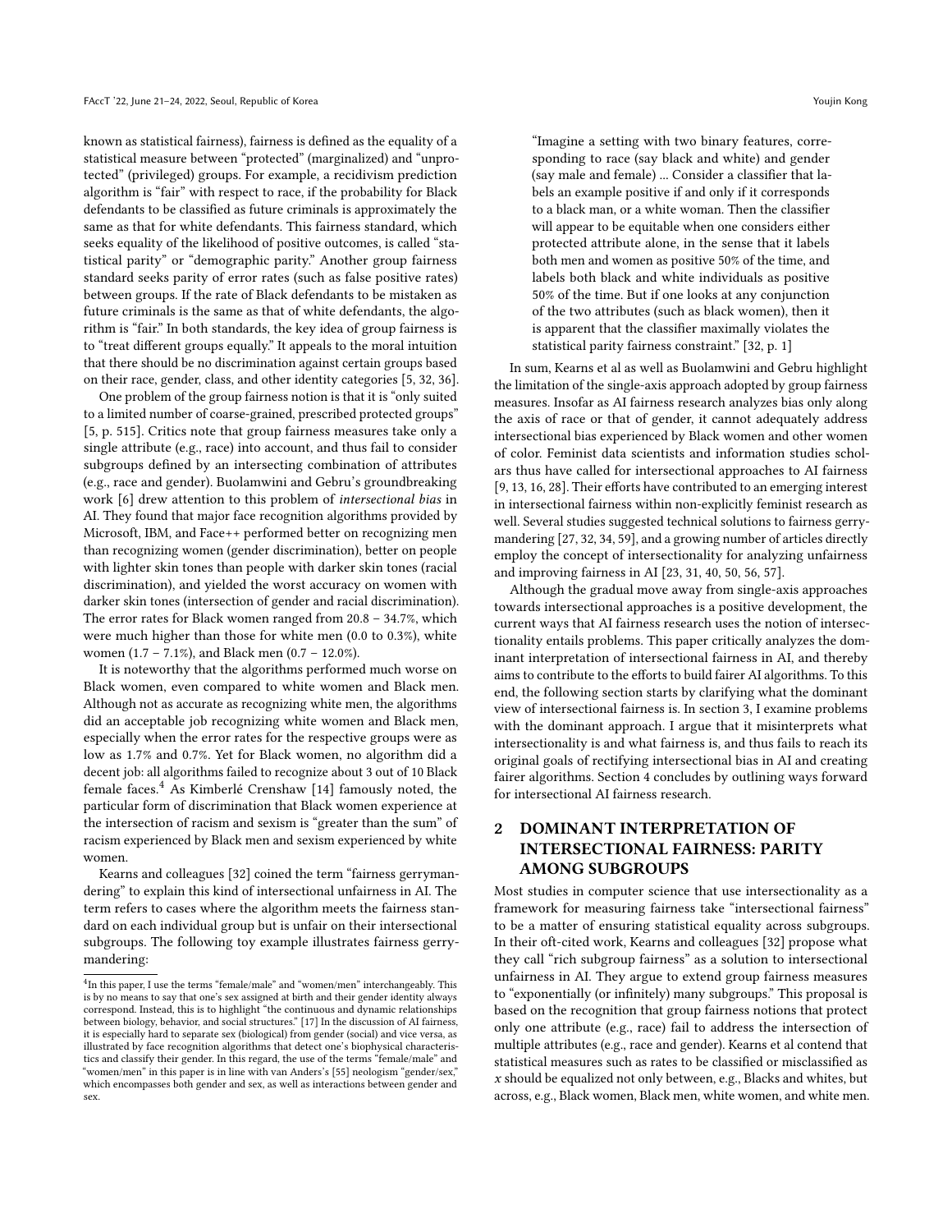known as statistical fairness), fairness is defined as the equality of a statistical measure between "protected" (marginalized) and "unprotected" (privileged) groups. For example, a recidivism prediction algorithm is "fair" with respect to race, if the probability for Black defendants to be classified as future criminals is approximately the same as that for white defendants. This fairness standard, which seeks equality of the likelihood of positive outcomes, is called "statistical parity" or "demographic parity." Another group fairness standard seeks parity of error rates (such as false positive rates) between groups. If the rate of Black defendants to be mistaken as future criminals is the same as that of white defendants, the algorithm is "fair." In both standards, the key idea of group fairness is to "treat different groups equally." It appeals to the moral intuition that there should be no discrimination against certain groups based on their race, gender, class, and other identity categories [5, 32, 36].

One problem of the group fairness notion is that it is "only suited to a limited number of coarse-grained, prescribed protected groups" [5, p. 515]. Critics note that group fairness measures take only a single attribute (e.g., race) into account, and thus fail to consider subgroups defined by an intersecting combination of attributes (e.g., race and gender). Buolamwini and Gebru's groundbreaking work [6] drew attention to this problem of *intersectional bias* in AI. They found that major face recognition algorithms provided by Microsoft, IBM, and Face++ performed better on recognizing men than recognizing women (gender discrimination), better on people with lighter skin tones than people with darker skin tones (racial discrimination), and yielded the worst accuracy on women with darker skin tones (intersection of gender and racial discrimination). The error rates for Black women ranged from 20.8 – 34.7%, which were much higher than those for white men (0.0 to 0.3%), white women (1.7 – 7.1%), and Black men (0.7 – 12.0%).

It is noteworthy that the algorithms performed much worse on Black women, even compared to white women and Black men. Although not as accurate as recognizing white men, the algorithms did an acceptable job recognizing white women and Black men, especially when the error rates for the respective groups were as low as 1.7% and 0.7%. Yet for Black women, no algorithm did a decent job: all algorithms failed to recognize about 3 out of 10 Black female faces.[4] As Kimberlé Crenshaw [14] famously noted, the particular form of discrimination that Black women experience at the intersection of racism and sexism is "greater than the sum" of racism experienced by Black men and sexism experienced by white women.

Kearns and colleagues [32] coined the term "fairness gerrymandering" to explain this kind of intersectional unfairness in AI. The term refers to cases where the algorithm meets the fairness standard on each individual group but is unfair on their intersectional subgroups. The following toy example illustrates fairness gerrymandering:

> "Imagine a setting with two binary features, corresponding to race (say black and white) and gender (say male and female) ... Consider a classifier that labels an example positive if and only if it corresponds to a black man, or a white woman. Then the classifier will appear to be equitable when one considers either protected attribute alone, in the sense that it labels both men and women as positive 50% of the time, and labels both black and white individuals as positive 50% of the time. But if one looks at any conjunction of the two attributes (such as black women), then it is apparent that the classifier maximally violates the statistical parity fairness constraint." [32, p. 1]

In sum, Kearns et al as well as Buolamwini and Gebru highlight the limitation of the single-axis approach adopted by group fairness measures. Insofar as AI fairness research analyzes bias only along the axis of race or that of gender, it cannot adequately address intersectional bias experienced by Black women and other women of color. Feminist data scientists and information studies scholars thus have called for intersectional approaches to AI fairness [9, 13, 16, 28]. Their efforts have contributed to an emerging interest in intersectional fairness within non-explicitly feminist research as well. Several studies suggested technical solutions to fairness gerrymandering [27, 32, 34, 59], and a growing number of articles directly employ the concept of intersectionality for analyzing unfairness and improving fairness in AI [23, 31, 40, 50, 56, 57].

Although the gradual move away from single-axis approaches towards intersectional approaches is a positive development, the current ways that AI fairness research uses the notion of intersectionality entails problems. This paper critically analyzes the dominant interpretation of intersectional fairness in AI, and thereby aims to contribute to the efforts to build fairer AI algorithms. To this end, the following section starts by clarifying what the dominant view of intersectional fairness is. In section 3, I examine problems with the dominant approach. I argue that it misinterprets what intersectionality is and what fairness is, and thus fails to reach its original goals of rectifying intersectional bias in AI and creating fairer algorithms. Section 4 concludes by outlining ways forward for intersectional AI fairness research.

## 2 DOMINANT INTERPRETATION OF INTERSECTIONAL FAIRNESS: PARITY AMONG SUBGROUPS

Most studies in computer science that use intersectionality as a framework for measuring fairness take "intersectional fairness" to be a matter of ensuring statistical equality across subgroups. In their oft-cited work, Kearns and colleagues [32] propose what they call "rich subgroup fairness" as a solution to intersectional unfairness in AI. They argue to extend group fairness measures to "exponentially (or infinitely) many subgroups." This proposal is based on the recognition that group fairness notions that protect only one attribute (e.g., race) fail to address the intersection of multiple attributes (e.g., race and gender). Kearns et al contend that statistical measures such as rates to be classified or misclassified as $x$ should be equalized not only between, e.g., Blacks and whites, but across, e.g., Black women, Black men, white women, and white men.

[4] In this paper, I use the terms "female/male" and "women/men" interchangeably. This is by no means to say that one's sex assigned at birth and their gender identity always correspond. Instead, this is to highlight "the continuous and dynamic relationships between biology, behavior, and social structures." [17] In the discussion of AI fairness, it is especially hard to separate sex (biological) from gender (social) and vice versa, as illustrated by face recognition algorithms that detect one's biophysical characteristics and classify their gender. In this regard, the use of the terms "female/male" and "women/men" in this paper is in line with van Anders's [55] neologism "gender/sex," which encompasses both gender and sex, as well as interactions between gender and sex.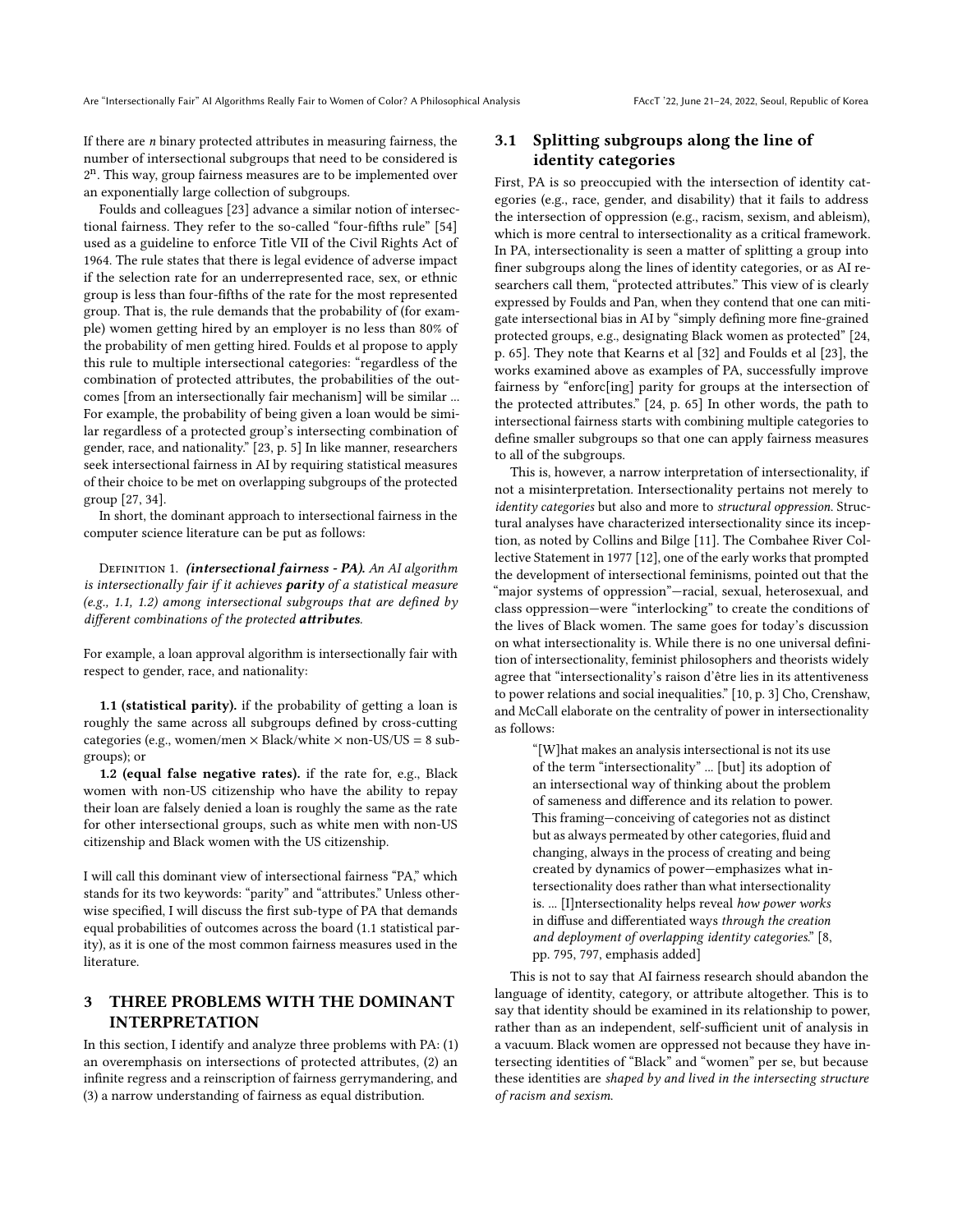If there are $n$ binary protected attributes in measuring fairness, the number of intersectional subgroups that need to be considered is $2^n$. This way, group fairness measures are to be implemented over an exponentially large collection of subgroups.

Foulds and colleagues [23] advance a similar notion of intersectional fairness. They refer to the so-called "four-fifths rule" [54] used as a guideline to enforce Title VII of the Civil Rights Act of 1964. The rule states that there is legal evidence of adverse impact if the selection rate for an underrepresented race, sex, or ethnic group is less than four-fifths of the rate for the most represented group. That is, the rule demands that the probability of (for example) women getting hired by an employer is no less than 80% of the probability of men getting hired. Foulds et al propose to apply this rule to multiple intersectional categories: "regardless of the combination of protected attributes, the probabilities of the outcomes [from an intersectionally fair mechanism] will be similar ... For example, the probability of being given a loan would be similar regardless of a protected group's intersecting combination of gender, race, and nationality." [23, p. 5] In like manner, researchers seek intersectional fairness in AI by requiring statistical measures of their choice to be met on overlapping subgroups of the protected group [27, 34].

In short, the dominant approach to intersectional fairness in the computer science literature can be put as follows:

Definition 1. ***(intersectional fairness - PA).*** *An AI algorithm is intersectionally fair if it achieves **parity** of a statistical measure (e.g., 1.1, 1.2) among intersectional subgroups that are defined by different combinations of the protected **attributes**.*

For example, a loan approval algorithm is intersectionally fair with respect to gender, race, and nationality:

**1.1 (statistical parity).** if the probability of getting a loan is roughly the same across all subgroups defined by cross-cutting categories (e.g., women/men × Black/white × non-US/US = 8 subgroups); or

**1.2 (equal false negative rates).** if the rate for, e.g., Black women with non-US citizenship who have the ability to repay their loan are falsely denied a loan is roughly the same as the rate for other intersectional groups, such as white men with non-US citizenship and Black women with the US citizenship.

I will call this dominant view of intersectional fairness "PA," which stands for its two keywords: "parity" and "attributes." Unless otherwise specified, I will discuss the first sub-type of PA that demands equal probabilities of outcomes across the board (1.1 statistical parity), as it is one of the most common fairness measures used in the literature.

## 3 THREE PROBLEMS WITH THE DOMINANT INTERPRETATION

In this section, I identify and analyze three problems with PA: (1) an overemphasis on intersections of protected attributes, (2) an infinite regress and a reinscription of fairness gerrymandering, and (3) a narrow understanding of fairness as equal distribution.

### 3.1 Splitting subgroups along the line of identity categories

First, PA is so preoccupied with the intersection of identity categories (e.g., race, gender, and disability) that it fails to address the intersection of oppression (e.g., racism, sexism, and ableism), which is more central to intersectionality as a critical framework. In PA, intersectionality is seen a matter of splitting a group into finer subgroups along the lines of identity categories, or as AI researchers call them, "protected attributes." This view of is clearly expressed by Foulds and Pan, when they contend that one can mitigate intersectional bias in AI by "simply defining more fine-grained protected groups, e.g., designating Black women as protected" [24, p. 65]. They note that Kearns et al [32] and Foulds et al [23], the works examined above as examples of PA, successfully improve fairness by "enforc[ing] parity for groups at the intersection of the protected attributes." [24, p. 65] In other words, the path to intersectional fairness starts with combining multiple categories to define smaller subgroups so that one can apply fairness measures to all of the subgroups.

This is, however, a narrow interpretation of intersectionality, if not a misinterpretation. Intersectionality pertains not merely to *identity categories* but also and more to *structural oppression*. Structural analyses have characterized intersectionality since its inception, as noted by Collins and Bilge [11]. The Combahee River Collective Statement in 1977 [12], one of the early works that prompted the development of intersectional feminisms, pointed out that the "major systems of oppression"—racial, sexual, heterosexual, and class oppression—were "interlocking" to create the conditions of the lives of Black women. The same goes for today's discussion on what intersectionality is. While there is no one universal definition of intersectionality, feminist philosophers and theorists widely agree that "intersectionality's raison d'être lies in its attentiveness to power relations and social inequalities." [10, p. 3] Cho, Crenshaw, and McCall elaborate on the centrality of power in intersectionality as follows:

> "[W]hat makes an analysis intersectional is not its use of the term "intersectionality" ... [but] its adoption of an intersectional way of thinking about the problem of sameness and difference and its relation to power. This framing—conceiving of categories not as distinct but as always permeated by other categories, fluid and changing, always in the process of creating and being created by dynamics of power—emphasizes what intersectionality does rather than what intersectionality is. ... [I]ntersectionality helps reveal *how power works* in diffuse and differentiated ways *through the creation and deployment of overlapping identity categories*." [8, pp. 795, 797, emphasis added]

This is not to say that AI fairness research should abandon the language of identity, category, or attribute altogether. This is to say that identity should be examined in its relationship to power, rather than as an independent, self-sufficient unit of analysis in a vacuum. Black women are oppressed not because they have intersecting identities of "Black" and "women" per se, but because these identities are *shaped by and lived in the intersecting structure of racism and sexism.*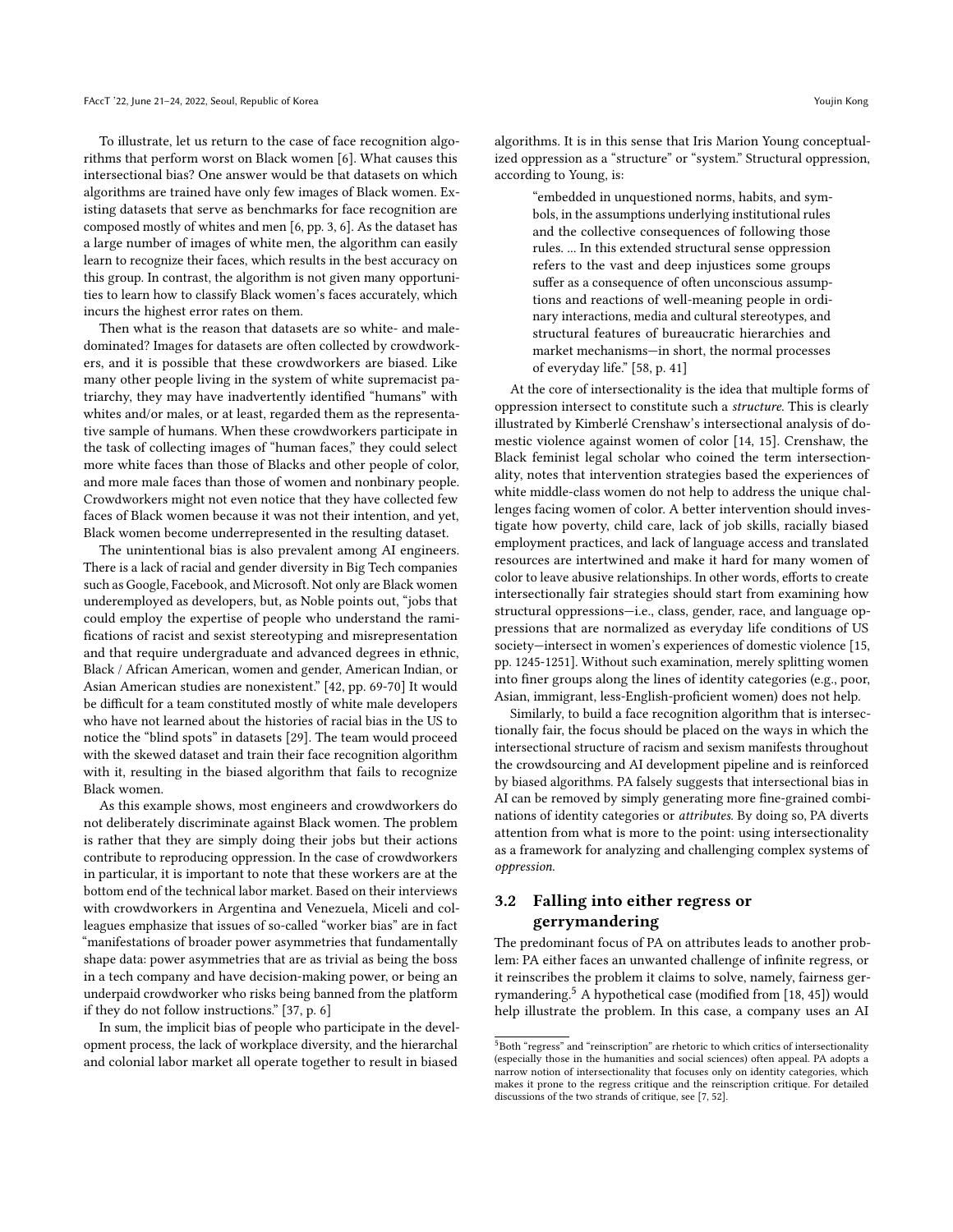To illustrate, let us return to the case of face recognition algorithms that perform worst on Black women [6]. What causes this intersectional bias? One answer would be that datasets on which algorithms are trained have only few images of Black women. Existing datasets that serve as benchmarks for face recognition are composed mostly of whites and men [6, pp. 3, 6]. As the dataset has a large number of images of white men, the algorithm can easily learn to recognize their faces, which results in the best accuracy on this group. In contrast, the algorithm is not given many opportunities to learn how to classify Black women's faces accurately, which incurs the highest error rates on them.

Then what is the reason that datasets are so white- and male-dominated? Images for datasets are often collected by crowdworkers, and it is possible that these crowdworkers are biased. Like many other people living in the system of white supremacist patriarchy, they may have inadvertently identified "humans" with whites and/or males, or at least, regarded them as the representative sample of humans. When these crowdworkers participate in the task of collecting images of "human faces," they could select more white faces than those of Blacks and other people of color, and more male faces than those of women and nonbinary people. Crowdworkers might not even notice that they have collected few faces of Black women because it was not their intention, and yet, Black women become underrepresented in the resulting dataset.

The unintentional bias is also prevalent among AI engineers. There is a lack of racial and gender diversity in Big Tech companies such as Google, Facebook, and Microsoft. Not only are Black women underemployed as developers, but, as Noble points out, "jobs that could employ the expertise of people who understand the ramifications of racist and sexist stereotyping and misrepresentation and that require undergraduate and advanced degrees in ethnic, Black / African American, women and gender, American Indian, or Asian American studies are nonexistent." [42, pp. 69-70] It would be difficult for a team constituted mostly of white male developers who have not learned about the histories of racial bias in the US to notice the "blind spots" in datasets [29]. The team would proceed with the skewed dataset and train their face recognition algorithm with it, resulting in the biased algorithm that fails to recognize Black women.

As this example shows, most engineers and crowdworkers do not deliberately discriminate against Black women. The problem is rather that they are simply doing their jobs but their actions contribute to reproducing oppression. In the case of crowdworkers in particular, it is important to note that these workers are at the bottom end of the technical labor market. Based on their interviews with crowdworkers in Argentina and Venezuela, Miceli and colleagues emphasize that issues of so-called "worker bias" are in fact "manifestations of broader power asymmetries that fundamentally shape data: power asymmetries that are as trivial as being the boss in a tech company and have decision-making power, or being an underpaid crowdworker who risks being banned from the platform if they do not follow instructions." [37, p. 6]

In sum, the implicit bias of people who participate in the development process, the lack of workplace diversity, and the hierarchal and colonial labor market all operate together to result in biased algorithms. It is in this sense that Iris Marion Young conceptualized oppression as a "structure" or "system." Structural oppression, according to Young, is:

> "embedded in unquestioned norms, habits, and symbols, in the assumptions underlying institutional rules and the collective consequences of following those rules. ... In this extended structural sense oppression refers to the vast and deep injustices some groups suffer as a consequence of often unconscious assumptions and reactions of well-meaning people in ordinary interactions, media and cultural stereotypes, and structural features of bureaucratic hierarchies and market mechanisms—in short, the normal processes of everyday life." [58, p. 41]

At the core of intersectionality is the idea that multiple forms of oppression intersect to constitute such a *structure*. This is clearly illustrated by Kimberlé Crenshaw's intersectional analysis of domestic violence against women of color [14, 15]. Crenshaw, the Black feminist legal scholar who coined the term intersectionality, notes that intervention strategies based the experiences of white middle-class women do not help to address the unique challenges facing women of color. A better intervention should investigate how poverty, child care, lack of job skills, racially biased employment practices, and lack of language access and translated resources are intertwined and make it hard for many women of color to leave abusive relationships. In other words, efforts to create intersectionally fair strategies should start from examining how structural oppressions—i.e., class, gender, race, and language oppressions that are normalized as everyday life conditions of US society—intersect in women's experiences of domestic violence [15, pp. 1245-1251]. Without such examination, merely splitting women into finer groups along the lines of identity categories (e.g., poor, Asian, immigrant, less-English-proficient women) does not help.

Similarly, to build a face recognition algorithm that is intersectionally fair, the focus should be placed on the ways in which the intersectional structure of racism and sexism manifests throughout the crowdsourcing and AI development pipeline and is reinforced by biased algorithms. PA falsely suggests that intersectional bias in AI can be removed by simply generating more fine-grained combinations of identity categories or *attributes*. By doing so, PA diverts attention from what is more to the point: using intersectionality as a framework for analyzing and challenging complex systems of *oppression*.

### 3.2 Falling into either regress or gerrymandering

The predominant focus of PA on attributes leads to another problem: PA either faces an unwanted challenge of infinite regress, or it reinscribes the problem it claims to solve, namely, fairness gerrymandering.[5] A hypothetical case (modified from [18, 45]) would help illustrate the problem. In this case, a company uses an AI

[5] Both "regress" and "reinscription" are rhetoric to which critics of intersectionality (especially those in the humanities and social sciences) often appeal. PA adopts a narrow notion of intersectionality that focuses only on identity categories, which makes it prone to the regress critique and the reinscription critique. For detailed discussions of the two strands of critique, see [7, 52].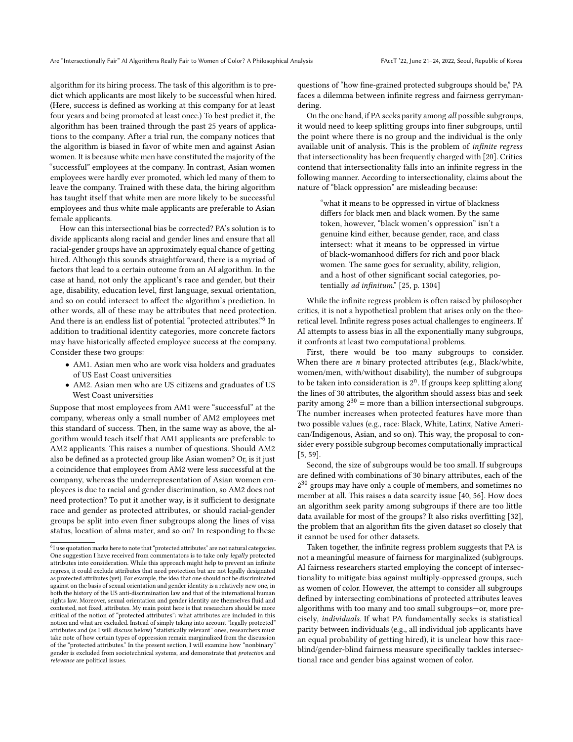algorithm for its hiring process. The task of this algorithm is to predict which applicants are most likely to be successful when hired. (Here, success is defined as working at this company for at least four years and being promoted at least once.) To best predict it, the algorithm has been trained through the past 25 years of applications to the company. After a trial run, the company notices that the algorithm is biased in favor of white men and against Asian women. It is because white men have constituted the majority of the "successful" employees at the company. In contrast, Asian women employees were hardly ever promoted, which led many of them to leave the company. Trained with these data, the hiring algorithm has taught itself that white men are more likely to be successful employees and thus white male applicants are preferable to Asian female applicants.

How can this intersectional bias be corrected? PA's solution is to divide applicants along racial and gender lines and ensure that all racial-gender groups have an approximately equal chance of getting hired. Although this sounds straightforward, there is a myriad of factors that lead to a certain outcome from an AI algorithm. In the case at hand, not only the applicant's race and gender, but their age, disability, education level, first language, sexual orientation, and so on could intersect to affect the algorithm's prediction. In other words, all of these may be attributes that need protection. And there is an endless list of potential "protected attributes."[6] In addition to traditional identity categories, more concrete factors may have historically affected employee success at the company. Consider these two groups:

- AM1. Asian men who are work visa holders and graduates of US East Coast universities
- AM2. Asian men who are US citizens and graduates of US West Coast universities

Suppose that most employees from AM1 were "successful" at the company, whereas only a small number of AM2 employees met this standard of success. Then, in the same way as above, the algorithm would teach itself that AM1 applicants are preferable to AM2 applicants. This raises a number of questions. Should AM2 also be defined as a protected group like Asian women? Or, is it just a coincidence that employees from AM2 were less successful at the company, whereas the underrepresentation of Asian women employees is due to racial and gender discrimination, so AM2 does not need protection? To put it another way, is it sufficient to designate race and gender as protected attributes, or should racial-gender groups be split into even finer subgroups along the lines of visa status, location of alma mater, and so on? In responding to these questions of "how fine-grained protected subgroups should be," PA faces a dilemma between infinite regress and fairness gerrymandering.

On the one hand, if PA seeks parity among *all* possible subgroups, it would need to keep splitting groups into finer subgroups, until the point where there is no group and the individual is the only available unit of analysis. This is the problem of *infinite regress* that intersectionality has been frequently charged with [20]. Critics contend that intersectionality falls into an infinite regress in the following manner. According to intersectionality, claims about the nature of "black oppression" are misleading because:

> "what it means to be oppressed in virtue of blackness differs for black men and black women. By the same token, however, "black women's oppression" isn't a genuine kind either, because gender, race, and class intersect: what it means to be oppressed in virtue of black-womanhood differs for rich and poor black women. The same goes for sexuality, ability, religion, and a host of other significant social categories, potentially *ad infinitum*." [25, p. 1304]

While the infinite regress problem is often raised by philosopher critics, it is not a hypothetical problem that arises only on the theoretical level. Infinite regress poses actual challenges to engineers. If AI attempts to assess bias in all the exponentially many subgroups, it confronts at least two computational problems.

First, there would be too many subgroups to consider. When there are $n$ binary protected attributes (e.g., Black/white, women/men, with/without disability), the number of subgroups to be taken into consideration is $2^n$. If groups keep splitting along the lines of 30 attributes, the algorithm should assess bias and seek parity among $2^{30}$ = more than a billion intersectional subgroups. The number increases when protected features have more than two possible values (e.g., race: Black, White, Latinx, Native American/Indigenous, Asian, and so on). This way, the proposal to consider every possible subgroup becomes computationally impractical [5, 59].

Second, the size of subgroups would be too small. If subgroups are defined with combinations of 30 binary attributes, each of the $2^{30}$ groups may have only a couple of members, and sometimes no member at all. This raises a data scarcity issue [40, 56]. How does an algorithm seek parity among subgroups if there are too little data available for most of the groups? It also risks overfitting [32], the problem that an algorithm fits the given dataset so closely that it cannot be used for other datasets.

Taken together, the infinite regress problem suggests that PA is not a meaningful measure of fairness for marginalized (sub)groups. AI fairness researchers started employing the concept of intersectionality to mitigate bias against multiply-oppressed groups, such as women of color. However, the attempt to consider all subgroups defined by intersecting combinations of protected attributes leaves algorithms with too many and too small subgroups—or, more precisely, *individuals*. If what PA fundamentally seeks is statistical parity between individuals (e.g., all individual job applicants have an equal probability of getting hired), it is unclear how this race-blind/gender-blind fairness measure specifically tackles intersectional race and gender bias against women of color.

[6] I use quotation marks here to note that "protected attributes" are not natural categories. One suggestion I have received from commentators is to take only *legally* protected attributes into consideration. While this approach might help to prevent an infinite regress, it could exclude attributes that need protection but are not legally designated as protected attributes (yet). For example, the idea that one should not be discriminated against on the basis of sexual orientation and gender identity is a relatively new one, in both the history of the US anti-discrimination law and that of the international human rights law. Moreover, sexual orientation and gender identity are themselves fluid and contested, not fixed, attributes. My main point here is that researchers should be more critical of the notion of "protected attributes": what attributes are included in this notion and what are excluded. Instead of simply taking into account "legally protected" attributes and (as I will discuss below) "statistically relevant" ones, researchers must take note of how certain types of oppression remain marginalized from the discussion of the "protected attributes." In the present section, I will examine how "nonbinary" gender is excluded from sociotechnical systems, and demonstrate that *protection* and *relevance* are political issues.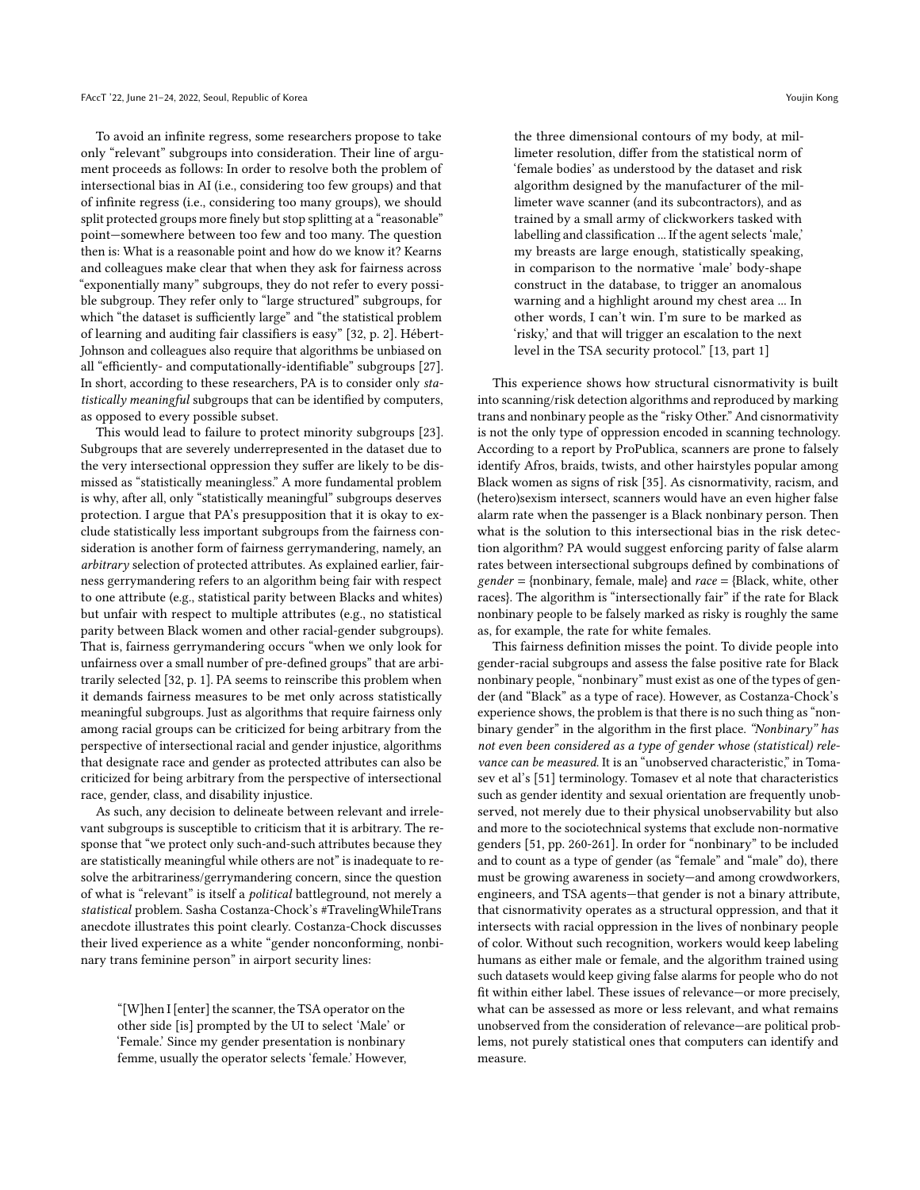To avoid an infinite regress, some researchers propose to take only "relevant" subgroups into consideration. Their line of argument proceeds as follows: In order to resolve both the problem of intersectional bias in AI (i.e., considering too few groups) and that of infinite regress (i.e., considering too many groups), we should split protected groups more finely but stop splitting at a "reasonable" point—somewhere between too few and too many. The question then is: What is a reasonable point and how do we know it? Kearns and colleagues make clear that when they ask for fairness across "exponentially many" subgroups, they do not refer to every possible subgroup. They refer only to "large structured" subgroups, for which "the dataset is sufficiently large" and "the statistical problem of learning and auditing fair classifiers is easy" [32, p. 2]. Hébert-Johnson and colleagues also require that algorithms be unbiased on all "efficiently- and computationally-identifiable" subgroups [27]. In short, according to these researchers, PA is to consider only *statistically meaningful* subgroups that can be identified by computers, as opposed to every possible subset.

This would lead to failure to protect minority subgroups [23]. Subgroups that are severely underrepresented in the dataset due to the very intersectional oppression they suffer are likely to be dismissed as "statistically meaningless." A more fundamental problem is why, after all, only "statistically meaningful" subgroups deserves protection. I argue that PA's presupposition that it is okay to exclude statistically less important subgroups from the fairness consideration is another form of fairness gerrymandering, namely, an *arbitrary* selection of protected attributes. As explained earlier, fairness gerrymandering refers to an algorithm being fair with respect to one attribute (e.g., statistical parity between Blacks and whites) but unfair with respect to multiple attributes (e.g., no statistical parity between Black women and other racial-gender subgroups). That is, fairness gerrymandering occurs "when we only look for unfairness over a small number of pre-defined groups" that are arbitrarily selected [32, p. 1]. PA seems to reinscribe this problem when it demands fairness measures to be met only across statistically meaningful subgroups. Just as algorithms that require fairness only among racial groups can be criticized for being arbitrary from the perspective of intersectional racial and gender injustice, algorithms that designate race and gender as protected attributes can also be criticized for being arbitrary from the perspective of intersectional race, gender, class, and disability injustice.

As such, any decision to delineate between relevant and irrelevant subgroups is susceptible to criticism that it is arbitrary. The response that "we protect only such-and-such attributes because they are statistically meaningful while others are not" is inadequate to resolve the arbitrariness/gerrymandering concern, since the question of what is "relevant" is itself a *political* battleground, not merely a *statistical* problem. Sasha Costanza-Chock's #TravelingWhileTrans anecdote illustrates this point clearly. Costanza-Chock discusses their lived experience as a white "gender nonconforming, nonbinary trans feminine person" in airport security lines:

> "[W]hen I [enter] the scanner, the TSA operator on the other side [is] prompted by the UI to select 'Male' or 'Female.' Since my gender presentation is nonbinary femme, usually the operator selects 'female.' However, the three dimensional contours of my body, at millimeter resolution, differ from the statistical norm of 'female bodies' as understood by the dataset and risk algorithm designed by the manufacturer of the millimeter wave scanner (and its subcontractors), and as trained by a small army of clickworkers tasked with labelling and classification ... If the agent selects 'male,' my breasts are large enough, statistically speaking, in comparison to the normative 'male' body-shape construct in the database, to trigger an anomalous warning and a highlight around my chest area ... In other words, I can't win. I'm sure to be marked as 'risky,' and that will trigger an escalation to the next level in the TSA security protocol." [13, part 1]

This experience shows how structural cisnormativity is built into scanning/risk detection algorithms and reproduced by marking trans and nonbinary people as the "risky Other." And cisnormativity is not the only type of oppression encoded in scanning technology. According to a report by ProPublica, scanners are prone to falsely identify Afros, braids, twists, and other hairstyles popular among Black women as signs of risk [35]. As cisnormativity, racism, and (hetero)sexism intersect, scanners would have an even higher false alarm rate when the passenger is a Black nonbinary person. Then what is the solution to this intersectional bias in the risk detection algorithm? PA would suggest enforcing parity of false alarm rates between intersectional subgroups defined by combinations of *gender* = {nonbinary, female, male} and *race* = {Black, white, other races}. The algorithm is "intersectionally fair" if the rate for Black nonbinary people to be falsely marked as risky is roughly the same as, for example, the rate for white females.

This fairness definition misses the point. To divide people into gender-racial subgroups and assess the false positive rate for Black nonbinary people, "nonbinary" must exist as one of the types of gender (and "Black" as a type of race). However, as Costanza-Chock's experience shows, the problem is that there is no such thing as "nonbinary gender" in the algorithm in the first place. *"Nonbinary" has not even been considered as a type of gender whose (statistical) relevance can be measured.* It is an "unobserved characteristic," in Tomasev et al's [51] terminology. Tomasev et al note that characteristics such as gender identity and sexual orientation are frequently unobserved, not merely due to their physical unobservability but also and more to the sociotechnical systems that exclude non-normative genders [51, pp. 260-261]. In order for "nonbinary" to be included and to count as a type of gender (as "female" and "male" do), there must be growing awareness in society—and among crowdworkers, engineers, and TSA agents—that gender is not a binary attribute, that cisnormativity operates as a structural oppression, and that it intersects with racial oppression in the lives of nonbinary people of color. Without such recognition, workers would keep labeling humans as either male or female, and the algorithm trained using such datasets would keep giving false alarms for people who do not fit within either label. These issues of relevance—or more precisely, what can be assessed as more or less relevant, and what remains unobserved from the consideration of relevance—are political problems, not purely statistical ones that computers can identify and measure.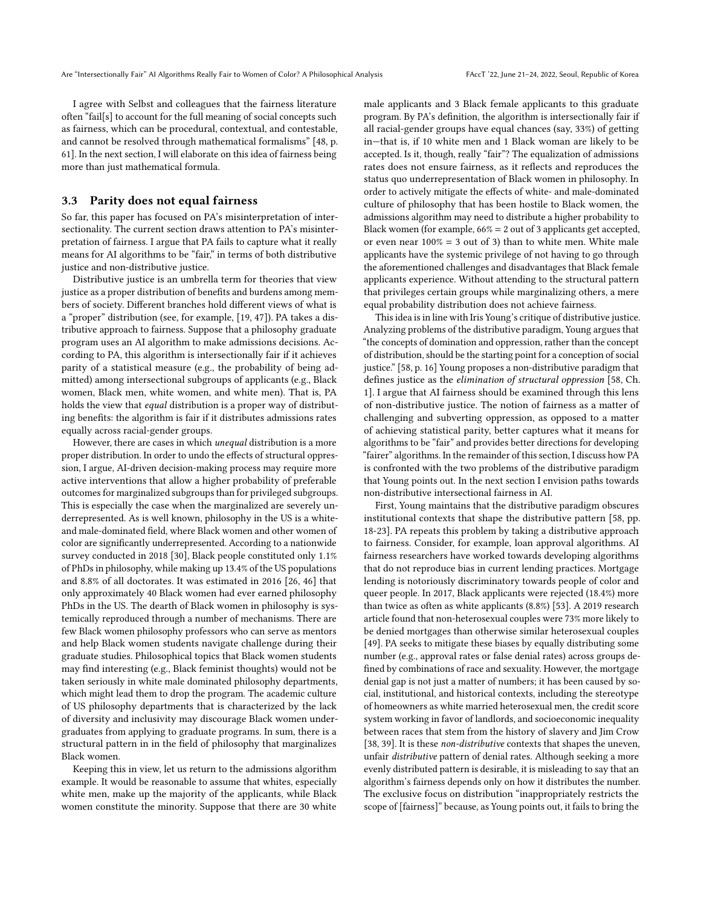I agree with Selbst and colleagues that the fairness literature often "fail[s] to account for the full meaning of social concepts such as fairness, which can be procedural, contextual, and contestable, and cannot be resolved through mathematical formalisms" [48, p. 61]. In the next section, I will elaborate on this idea of fairness being more than just mathematical formula.

### 3.3 Parity does not equal fairness

So far, this paper has focused on PA's misinterpretation of intersectionality. The current section draws attention to PA's misinterpretation of fairness. I argue that PA fails to capture what it really means for AI algorithms to be "fair," in terms of both distributive justice and non-distributive justice.

Distributive justice is an umbrella term for theories that view justice as a proper distribution of benefits and burdens among members of society. Different branches hold different views of what is a "proper" distribution (see, for example, [19, 47]). PA takes a distributive approach to fairness. Suppose that a philosophy graduate program uses an AI algorithm to make admissions decisions. According to PA, this algorithm is intersectionally fair if it achieves parity of a statistical measure (e.g., the probability of being admitted) among intersectional subgroups of applicants (e.g., Black women, Black men, white women, and white men). That is, PA holds the view that *equal* distribution is a proper way of distributing benefits: the algorithm is fair if it distributes admissions rates equally across racial-gender groups.

However, there are cases in which *unequal* distribution is a more proper distribution. In order to undo the effects of structural oppression, I argue, AI-driven decision-making process may require more active interventions that allow a higher probability of preferable outcomes for marginalized subgroups than for privileged subgroups. This is especially the case when the marginalized are severely underrepresented. As is well known, philosophy in the US is a white- and male-dominated field, where Black women and other women of color are significantly underrepresented. According to a nationwide survey conducted in 2018 [30], Black people constituted only 1.1% of PhDs in philosophy, while making up 13.4% of the US populations and 8.8% of all doctorates. It was estimated in 2016 [26, 46] that only approximately 40 Black women had ever earned philosophy PhDs in the US. The dearth of Black women in philosophy is systemically reproduced through a number of mechanisms. There are few Black women philosophy professors who can serve as mentors and help Black women students navigate challenge during their graduate studies. Philosophical topics that Black women students may find interesting (e.g., Black feminist thoughts) would not be taken seriously in white male dominated philosophy departments, which might lead them to drop the program. The academic culture of US philosophy departments that is characterized by the lack of diversity and inclusivity may discourage Black women undergraduates from applying to graduate programs. In sum, there is a structural pattern in in the field of philosophy that marginalizes Black women.

Keeping this in view, let us return to the admissions algorithm example. It would be reasonable to assume that whites, especially white men, make up the majority of the applicants, while Black women constitute the minority. Suppose that there are 30 white male applicants and 3 Black female applicants to this graduate program. By PA's definition, the algorithm is intersectionally fair if all racial-gender groups have equal chances (say, 33%) of getting in—that is, if 10 white men and 1 Black woman are likely to be accepted. Is it, though, really "fair"? The equalization of admissions rates does not ensure fairness, as it reflects and reproduces the status quo underrepresentation of Black women in philosophy. In order to actively mitigate the effects of white- and male-dominated culture of philosophy that has been hostile to Black women, the admissions algorithm may need to distribute a higher probability to Black women (for example, 66% = 2 out of 3 applicants get accepted, or even near 100% = 3 out of 3) than to white men. White male applicants have the systemic privilege of not having to go through the aforementioned challenges and disadvantages that Black female applicants experience. Without attending to the structural pattern that privileges certain groups while marginalizing others, a mere equal probability distribution does not achieve fairness.

This idea is in line with Iris Young's critique of distributive justice. Analyzing problems of the distributive paradigm, Young argues that "the concepts of domination and oppression, rather than the concept of distribution, should be the starting point for a conception of social justice." [58, p. 16] Young proposes a non-distributive paradigm that defines justice as the *elimination of structural oppression* [58, Ch. 1]. I argue that AI fairness should be examined through this lens of non-distributive justice. The notion of fairness as a matter of challenging and subverting oppression, as opposed to a matter of achieving statistical parity, better captures what it means for algorithms to be "fair" and provides better directions for developing "fairer" algorithms. In the remainder of this section, I discuss how PA is confronted with the two problems of the distributive paradigm that Young points out. In the next section I envision paths towards non-distributive intersectional fairness in AI.

First, Young maintains that the distributive paradigm obscures institutional contexts that shape the distributive pattern [58, pp. 18-23]. PA repeats this problem by taking a distributive approach to fairness. Consider, for example, loan approval algorithms. AI fairness researchers have worked towards developing algorithms that do not reproduce bias in current lending practices. Mortgage lending is notoriously discriminatory towards people of color and queer people. In 2017, Black applicants were rejected (18.4%) more than twice as often as white applicants (8.8%) [53]. A 2019 research article found that non-heterosexual couples were 73% more likely to be denied mortgages than otherwise similar heterosexual couples [49]. PA seeks to mitigate these biases by equally distributing some number (e.g., approval rates or false denial rates) across groups defined by combinations of race and sexuality. However, the mortgage denial gap is not just a matter of numbers; it has been caused by social, institutional, and historical contexts, including the stereotype of homeowners as white married heterosexual men, the credit score system working in favor of landlords, and socioeconomic inequality between races that stem from the history of slavery and Jim Crow [38, 39]. It is these *non-distributive* contexts that shapes the uneven, unfair *distributive* pattern of denial rates. Although seeking a more evenly distributed pattern is desirable, it is misleading to say that an algorithm's fairness depends only on how it distributes the number. The exclusive focus on distribution "inappropriately restricts the scope of [fairness]" because, as Young points out, it fails to bring the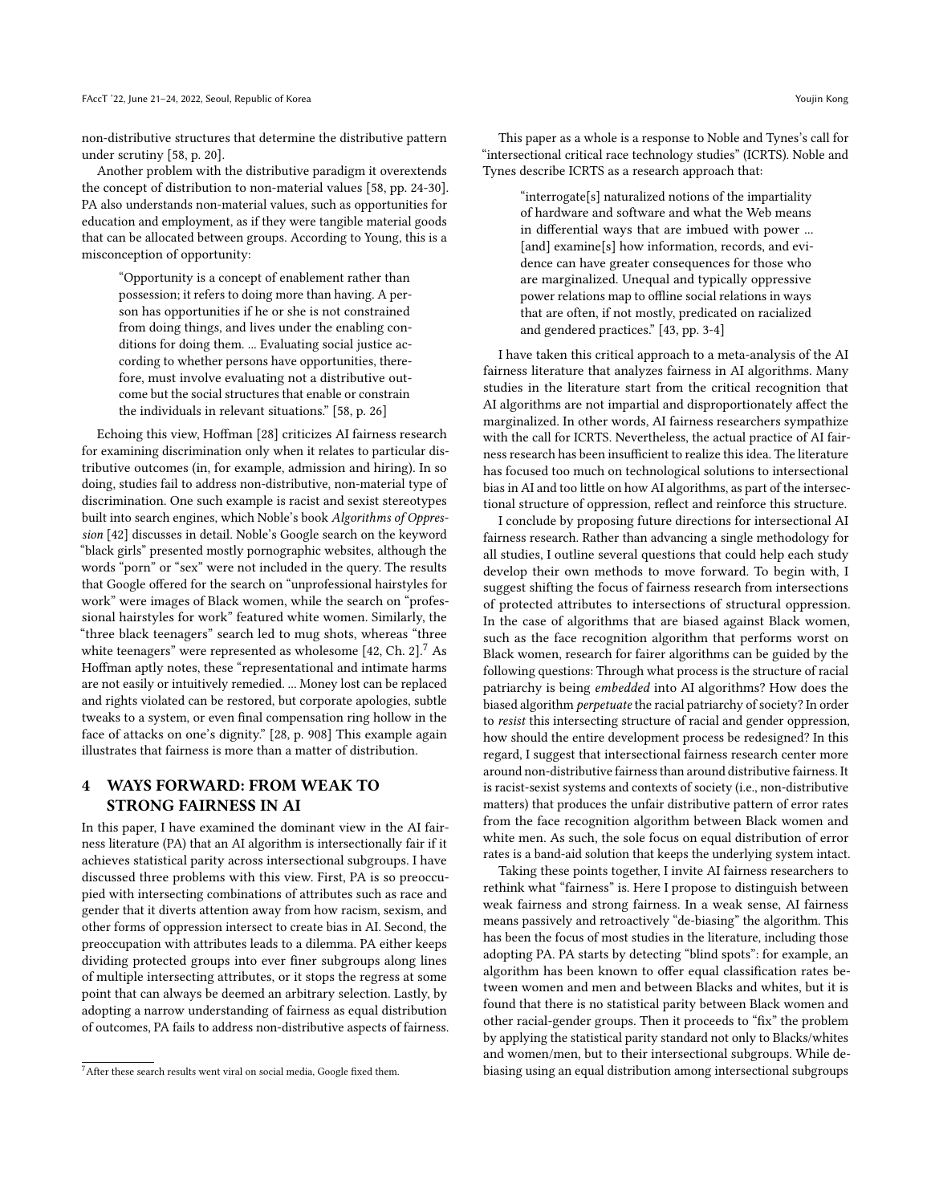non-distributive structures that determine the distributive pattern under scrutiny [58, p. 20].

Another problem with the distributive paradigm it overextends the concept of distribution to non-material values [58, pp. 24-30]. PA also understands non-material values, such as opportunities for education and employment, as if they were tangible material goods that can be allocated between groups. According to Young, this is a misconception of opportunity:

> "Opportunity is a concept of enablement rather than possession; it refers to doing more than having. A person has opportunities if he or she is not constrained from doing things, and lives under the enabling conditions for doing them. ... Evaluating social justice according to whether persons have opportunities, therefore, must involve evaluating not a distributive outcome but the social structures that enable or constrain the individuals in relevant situations." [58, p. 26]

Echoing this view, Hoffman [28] criticizes AI fairness research for examining discrimination only when it relates to particular distributive outcomes (in, for example, admission and hiring). In so doing, studies fail to address non-distributive, non-material type of discrimination. One such example is racist and sexist stereotypes built into search engines, which Noble's book *Algorithms of Oppression* [42] discusses in detail. Noble's Google search on the keyword "black girls" presented mostly pornographic websites, although the words "porn" or "sex" were not included in the query. The results that Google offered for the search on "unprofessional hairstyles for work" were images of Black women, while the search on "professional hairstyles for work" featured white women. Similarly, the "three black teenagers" search led to mug shots, whereas "three white teenagers" were represented as wholesome [42, Ch. 2].[7] As Hoffman aptly notes, these "representational and intimate harms are not easily or intuitively remedied. ... Money lost can be replaced and rights violated can be restored, but corporate apologies, subtle tweaks to a system, or even final compensation ring hollow in the face of attacks on one's dignity." [28, p. 908] This example again illustrates that fairness is more than a matter of distribution.

## 4 WAYS FORWARD: FROM WEAK TO STRONG FAIRNESS IN AI

In this paper, I have examined the dominant view in the AI fairness literature (PA) that an AI algorithm is intersectionally fair if it achieves statistical parity across intersectional subgroups. I have discussed three problems with this view. First, PA is so preoccupied with intersecting combinations of attributes such as race and gender that it diverts attention away from how racism, sexism, and other forms of oppression intersect to create bias in AI. Second, the preoccupation with attributes leads to a dilemma. PA either keeps dividing protected groups into ever finer subgroups along lines of multiple intersecting attributes, or it stops the regress at some point that can always be deemed an arbitrary selection. Lastly, by adopting a narrow understanding of fairness as equal distribution of outcomes, PA fails to address non-distributive aspects of fairness.

This paper as a whole is a response to Noble and Tynes's call for "intersectional critical race technology studies" (ICRTS). Noble and Tynes describe ICRTS as a research approach that:

> "interrogate[s] naturalized notions of the impartiality of hardware and software and what the Web means in differential ways that are imbued with power ... [and] examine[s] how information, records, and evidence can have greater consequences for those who are marginalized. Unequal and typically oppressive power relations map to offline social relations in ways that are often, if not mostly, predicated on racialized and gendered practices." [43, pp. 3-4]

I have taken this critical approach to a meta-analysis of the AI fairness literature that analyzes fairness in AI algorithms. Many studies in the literature start from the critical recognition that AI algorithms are not impartial and disproportionately affect the marginalized. In other words, AI fairness researchers sympathize with the call for ICRTS. Nevertheless, the actual practice of AI fairness research has been insufficient to realize this idea. The literature has focused too much on technological solutions to intersectional bias in AI and too little on how AI algorithms, as part of the intersectional structure of oppression, reflect and reinforce this structure.

I conclude by proposing future directions for intersectional AI fairness research. Rather than advancing a single methodology for all studies, I outline several questions that could help each study develop their own methods to move forward. To begin with, I suggest shifting the focus of fairness research from intersections of protected attributes to intersections of structural oppression. In the case of algorithms that are biased against Black women, such as the face recognition algorithm that performs worst on Black women, research for fairer algorithms can be guided by the following questions: Through what process is the structure of racial patriarchy is being *embedded* into AI algorithms? How does the biased algorithm *perpetuate* the racial patriarchy of society? In order to *resist* this intersecting structure of racial and gender oppression, how should the entire development process be redesigned? In this regard, I suggest that intersectional fairness research center more around non-distributive fairness than around distributive fairness. It is racist-sexist systems and contexts of society (i.e., non-distributive matters) that produces the unfair distributive pattern of error rates from the face recognition algorithm between Black women and white men. As such, the sole focus on equal distribution of error rates is a band-aid solution that keeps the underlying system intact.

Taking these points together, I invite AI fairness researchers to rethink what "fairness" is. Here I propose to distinguish between weak fairness and strong fairness. In a weak sense, AI fairness means passively and retroactively "de-biasing" the algorithm. This has been the focus of most studies in the literature, including those adopting PA. PA starts by detecting "blind spots": for example, an algorithm has been known to offer equal classification rates between women and men and between Blacks and whites, but it is found that there is no statistical parity between Black women and other racial-gender groups. Then it proceeds to "fix" the problem by applying the statistical parity standard not only to Blacks/whites and women/men, but to their intersectional subgroups. While debiasing using an equal distribution among intersectional subgroups

[7] After these search results went viral on social media, Google fixed them.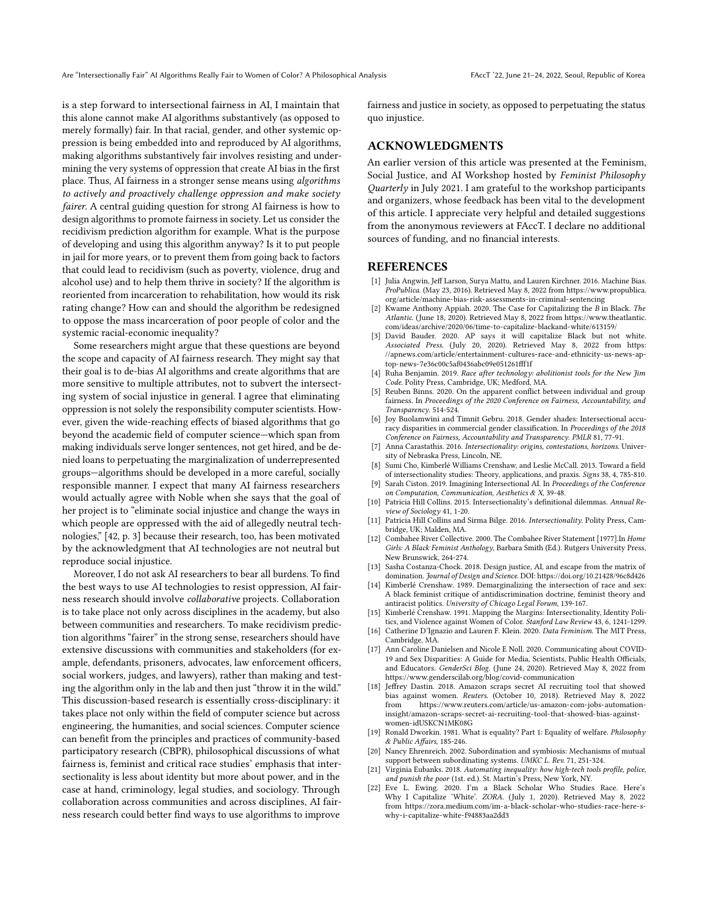is a step forward to intersectional fairness in AI, I maintain that this alone cannot make AI algorithms substantively (as opposed to merely formally) fair. In that racial, gender, and other systemic oppression is being embedded into and reproduced by AI algorithms, making algorithms substantively fair involves resisting and undermining the very systems of oppression that create AI bias in the first place. Thus, AI fairness in a stronger sense means using *algorithms to actively and proactively challenge oppression and make society fairer*. A central guiding question for strong AI fairness is how to design algorithms to promote fairness in society. Let us consider the recidivism prediction algorithm for example. What is the purpose of developing and using this algorithm anyway? Is it to put people in jail for more years, or to prevent them from going back to factors that could lead to recidivism (such as poverty, violence, drug and alcohol use) and to help them thrive in society? If the algorithm is reoriented from incarceration to rehabilitation, how would its risk rating change? How can and should the algorithm be redesigned to oppose the mass incarceration of poor people of color and the systemic racial-economic inequality?

Some researchers might argue that these questions are beyond the scope and capacity of AI fairness research. They might say that their goal is to de-bias AI algorithms and create algorithms that are more sensitive to multiple attributes, not to subvert the intersecting system of social injustice in general. I agree that eliminating oppression is not solely the responsibility computer scientists. However, given the wide-reaching effects of biased algorithms that go beyond the academic field of computer science—which span from making individuals serve longer sentences, not get hired, and be denied loans to perpetuating the marginalization of underrepresented groups—algorithms should be developed in a more careful, socially responsible manner. I expect that many AI fairness researchers would actually agree with Noble when she says that the goal of her project is to "eliminate social injustice and change the ways in which people are oppressed with the aid of allegedly neutral technologies," [42, p. 3] because their research, too, has been motivated by the acknowledgment that AI technologies are not neutral but reproduce social injustice.

Moreover, I do not ask AI researchers to bear all burdens. To find the best ways to use AI technologies to resist oppression, AI fairness research should involve *collaborative* projects. Collaboration is to take place not only across disciplines in the academy, but also between communities and researchers. To make recidivism prediction algorithms "fairer" in the strong sense, researchers should have extensive discussions with communities and stakeholders (for example, defendants, prisoners, advocates, law enforcement officers, social workers, judges, and lawyers), rather than making and testing the algorithm only in the lab and then just "throw it in the wild." This discussion-based research is essentially cross-disciplinary: it takes place not only within the field of computer science but across engineering, the humanities, and social sciences. Computer science can benefit from the principles and practices of community-based participatory research (CBPR), philosophical discussions of what fairness is, feminist and critical race studies' emphasis that intersectionality is less about identity but more about power, and in the case at hand, criminology, legal studies, and sociology. Through collaboration across communities and across disciplines, AI fairness research could better find ways to use algorithms to improve fairness and justice in society, as opposed to perpetuating the status quo injustice.

## ACKNOWLEDGMENTS

An earlier version of this article was presented at the Feminism, Social Justice, and AI Workshop hosted by *Feminist Philosophy Quarterly* in July 2021. I am grateful to the workshop participants and organizers, whose feedback has been vital to the development of this article. I appreciate very helpful and detailed suggestions from the anonymous reviewers at FAccT. I declare no additional sources of funding, and no financial interests.

## REFERENCES

- [1] Julia Angwin, Jeff Larson, Surya Mattu, and Lauren Kirchner. 2016. Machine Bias. *ProPublica*. (May 23, 2016). Retrieved May 8, 2022 from https://www.propublica.org/article/machine-bias-risk-assessments-in-criminal-sentencing
- [2] Kwame Anthony Appiah. 2020. The Case for Capitalizing the *B* in Black. *The Atlantic*. (June 18, 2020). Retrieved May 8, 2022 from https://www.theatlantic.com/ideas/archive/2020/06/time-to-capitalize-blackand-white/613159/
- [3] David Bauder. 2020. AP says it will capitalize Black but not white. *Associated Press*. (July 20, 2020). Retrieved May 8, 2022 from https://apnews.com/article/entertainment-cultures-race-and-ethnicity-us-news-ap-top-news-7e36c00c5af0436abc09e051261fff1f
- [4] Ruha Benjamin. 2019. *Race after technology: abolitionist tools for the New Jim Code*. Polity Press, Cambridge, UK; Medford, MA.
- [5] Reuben Binns. 2020. On the apparent conflict between individual and group fairness. In *Proceedings of the 2020 Conference on Fairness, Accountability, and Transparency*. 514-524.
- [6] Joy Buolamwini and Timnit Gebru. 2018. Gender shades: Intersectional accuracy disparities in commercial gender classification. In *Proceedings of the 2018 Conference on Fairness, Accountability and Transparency. PMLR* 81, 77-91.
- [7] Anna Carastathis. 2016. *Intersectionality: origins, contestations, horizons*. University of Nebraska Press, Lincoln, NE.
- [8] Sumi Cho, Kimberlé Williams Crenshaw, and Leslie McCall. 2013. Toward a field of intersectionality studies: Theory, applications, and praxis. *Signs* 38, 4, 785-810.
- [9] Sarah Ciston. 2019. Imagining Intersectional AI. In *Proceedings of the Conference on Computation, Communication, Aesthetics & X*, 39-48.
- [10] Patricia Hill Collins. 2015. Intersectionality's definitional dilemmas. *Annual Review of Sociology* 41, 1-20.
- [11] Patricia Hill Collins and Sirma Bilge. 2016. *Intersectionality*. Polity Press, Cambridge, UK; Malden, MA.
- [12] Combahee River Collective. 2000. The Combahee River Statement [1977].In *Home Girls: A Black Feminist Anthology*, Barbara Smith (Ed.). Rutgers University Press, New Brunswick, 264-274.
- [13] Sasha Costanza-Chock. 2018. Design justice, AI, and escape from the matrix of domination. *Journal of Design and Science*. DOI: https://doi.org/10.21428/96c8d426
- [14] Kimberlé Crenshaw. 1989. Demarginalizing the intersection of race and sex: A black feminist critique of antidiscrimination doctrine, feminist theory and antiracist politics. *University of Chicago Legal Forum*, 139-167.
- [15] Kimberlé Crenshaw. 1991. Mapping the Margins: Intersectionality, Identity Politics, and Violence against Women of Color. *Stanford Law Review* 43, 6, 1241-1299.
- [16] Catherine D'Ignazio and Lauren F. Klein. 2020. *Data Feminism*. The MIT Press, Cambridge, MA.
- [17] Ann Caroline Danielsen and Nicole E Noll. 2020. Communicating about COVID-19 and Sex Disparities: A Guide for Media, Scientists, Public Health Officials, and Educators. *GenderSci Blog*. (June 24, 2020). Retrieved May 8, 2022 from https://www.genderscilab.org/blog/covid-communication
- [18] Jeffrey Dastin. 2018. Amazon scraps secret AI recruiting tool that showed bias against women. *Reuters*. (October 10, 2018). Retrieved May 8, 2022 from https://www.reuters.com/article/us-amazon-com-jobs-automation-insight/amazon-scraps-secret-ai-recruiting-tool-that-showed-bias-against-women-idUSKCN1MK08G
- [19] Ronald Dworkin. 1981. What is equality? Part 1: Equality of welfare. *Philosophy & Public Affairs*, 185-246.
- [20] Nancy Ehrenreich. 2002. Subordination and symbiosis: Mechanisms of mutual support between subordinating systems. *UMKC L. Rev.* 71, 251-324.
- [21] Virginia Eubanks. 2018. *Automating inequality: how high-tech tools profile, police, and punish the poor* (1st. ed.). St. Martin's Press, New York, NY.
- [22] Eve L. Ewing. 2020. I'm a Black Scholar Who Studies Race. Here's Why I Capitalize 'White'. *ZORA*. (July 1, 2020). Retrieved May 8, 2022 from https://zora.medium.com/im-a-black-scholar-who-studies-race-here-s-why-i-capitalize-white-f94883aa2dd3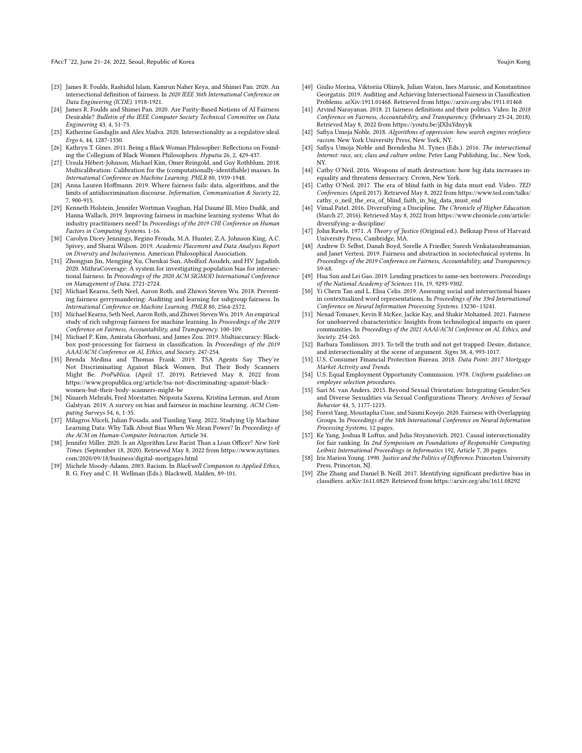[23] James R. Foulds, Rashidul Islam, Kamrun Naher Keya, and Shimei Pan. 2020. An intersectional definition of fairness. In *2020 IEEE 36th International Conference on Data Engineering (ICDE)*. 1918-1921.

[24] James R. Foulds and Shimei Pan. 2020. Are Parity-Based Notions of AI Fairness Desirable? *Bulletin of the IEEE Computer Society Technical Committee on Data Engineering* 43, 4, 51-73.

[25] Katherine Gasdaglis and Alex Madva. 2020. Intersectionality as a regulative ideal. *Ergo* 6, 44, 1287-1330.

[26] Kathryn T. Gines. 2011. Being a Black Woman Philosopher: Reflections on Founding the Collegium of Black Women Philosophers. *Hypatia* 26, 2, 429-437.

[27] Ursula Hébert-Johnson, Michael Kim, Omer Reingold, and Guy Rothblum. 2018. Multicalibration: Calibration for the (computationally-identifiable) masses. In *International Conference on Machine Learning. PMLR* 80, 1939-1948.

[28] Anna Lauren Hoffmann. 2019. Where fairness fails: data, algorithms, and the limits of antidiscrimination discourse. *Information, Communication & Society* 22, 7, 900-915.

[29] Kenneth Holstein, Jennifer Wortman Vaughan, Hal Daumé III, Miro Dudík, and Hanna Wallach. 2019. Improving fairness in machine learning systems: What do industry practitioners need? In *Proceedings of the 2019 CHI Conference on Human Factors in Computing Systems*. 1-16.

[30] Carolyn Dicey Jennings, Regino Fronda, M.A. Hunter, Z.A. Johnson King, A.C. Spivey, and Sharai Wilson. 2019. *Academic Placement and Data Analysis Report on Diversity and Inclusiveness*. American Philosophical Association.

[31] Zhongjun Jin, Mengjing Xu, Chenkai Sun, Abolfazl Asudeh, and HV Jagadish. 2020. MithraCoverage: A system for investigating population bias for intersectional fairness. In *Proceedings of the 2020 ACM SIGMOD International Conference on Management of Data*. 2721-2724.

[32] Michael Kearns, Seth Neel, Aaron Roth, and Zhiwei Steven Wu. 2018. Preventing fairness gerrymandering: Auditing and learning for subgroup fairness. In *International Conference on Machine Learning. PMLR* 80, 2564-2572.

[33] Michael Kearns, Seth Neel, Aaron Roth, and Zhiwei Steven Wu. 2019. An empirical study of rich subgroup fairness for machine learning. In *Proceedings of the 2019 Conference on Fairness, Accountability, and Transparency*. 100-109.

[34] Michael P. Kim, Amirata Ghorbani, and James Zou. 2019. Multiaccuracy: Black-box post-processing for fairness in classification. In *Proceedings of the 2019 AAAI/ACM Conference on AI, Ethics, and Society*. 247-254.

[35] Brenda Medina and Thomas Frank. 2019. TSA Agents Say They're Not Discriminating Against Black Women, But Their Body Scanners Might Be. *ProPublica*. (April 17, 2019). Retrieved May 8, 2022 from https://www.propublica.org/article/tsa-not-discriminating-against-black-women-but-their-body-scanners-might-be

[36] Ninareh Mehrabi, Fred Morstatter, Nripsuta Saxena, Kristina Lerman, and Aram Galstyan. 2019. A survey on bias and fairness in machine learning. *ACM Computing Surveys* 54, 6, 1-35.

[37] Milagros Miceli, Julian Posada, and Tianling Yang. 2022. Studying Up Machine Learning Data: Why Talk About Bias When We Mean Power? In *Proceedings of the ACM on Human-Computer Interaction*. Article 34.

[38] Jennifer Miller. 2020. Is an Algorithm Less Racist Than a Loan Officer? *New York Times*. (September 18, 2020). Retrieved May 8, 2022 from https://www.nytimes.com/2020/09/18/business/digital-mortgages.html

[39] Michele Moody-Adams. 2003. Racism. In *Blackwell Companion to Applied Ethics*, R. G. Frey and C. H. Wellman (Eds.). Blackwell, Malden, 89-101.

[40] Giulio Morina, Viktoriia Oliinyk, Julian Waton, Ines Marusic, and Konstantinos Georgatzis. 2019. Auditing and Achieving Intersectional Fairness in Classification Problems. arXiv:1911.01468. Retrieved from https://arxiv.org/abs/1911.01468

[41] Arvind Narayanan. 2018. 21 fairness definitions and their politics. Video. In *2018 Conference on Fairness, Accountability, and Transparency*. (February 23-24, 2018). Retrieved May 8, 2022 from https://youtu.be/jIXIuYdnyyk

[42] Safiya Umoja Noble. 2018. *Algorithms of oppression: how search engines reinforce racism*. New York University Press, New York, NY.

[43] Safiya Umoja Noble and Brendesha M. Tynes (Eds.). 2016. *The intersectional Internet: race, sex, class and culture online*. Peter Lang Publishing, Inc., New York, NY.

[44] Cathy O'Neil. 2016. Weapons of math destruction: how big data increases inequality and threatens democracy. Crown, New York.

[45] Cathy O'Neil. 2017. The era of blind faith in big data must end. Video. *TED Conferences*. (April 2017). Retrieved May 8, 2022 from https://www.ted.com/talks/cathy_o_neil_the_era_of_blind_faith_in_big_data_must_end

[46] Vimal Patel. 2016. Diversifying a Discipline. *The Chronicle of Higher Education*. (March 27, 2016). Retrieved May 8, 2022 from https://www.chronicle.com/article/diversifying-a-discipline/

[47] John Rawls. 1971. *A Theory of Justice* (Original ed.). Belknap Press of Harvard University Press, Cambridge, MA.

[48] Andrew D. Selbst, Danah Boyd, Sorelle A Friedler, Suresh Venkatasubramanian, and Janet Vertesi. 2019. Fairness and abstraction in sociotechnical systems. In *Proceedings of the 2019 Conference on Fairness, Accountability, and Transparency*. 59-68.

[49] Hua Sun and Lei Gao. 2019. Lending practices to same-sex borrowers. *Proceedings of the National Academy of Sciences* 116, 19, 9293-9302.

[50] Yi Chern Tan and L. Elisa Celis. 2019. Assessing social and intersectional biases in contextualized word representations. In *Proceedings of the 33rd International Conference on Neural Information Processing Systems*. 13230–13241.

[51] Nenad Tomasev, Kevin R McKee, Jackie Kay, and Shakir Mohamed. 2021. Fairness for unobserved characteristics: Insights from technological impacts on queer communities. In *Proceedings of the 2021 AAAI/ACM Conference on AI, Ethics, and Society*. 254-265.

[52] Barbara Tomlinson. 2013. To tell the truth and not get trapped: Desire, distance, and intersectionality at the scene of argument. *Signs* 38, 4, 993-1017.

[53] U.S. Consumer Financial Protection Bureau. 2018. *Data Point: 2017 Mortgage Market Activity and Trends*.

[54] U.S. Equal Employment Opportunity Commission. 1978. *Uniform guidelines on employee selection procedures*.

[55] Sari M. van Anders. 2015. Beyond Sexual Orientation: Integrating Gender/Sex and Diverse Sexualities via Sexual Configurations Theory. *Archives of Sexual Behavior* 44, 5, 1177-1213.

[56] Forest Yang, Moustapha Cisse, and Sanmi Koyejo. 2020. Fairness with Overlapping Groups. In *Proceedings of the 34th International Conference on Neural Information Processing Systems*, 12 pages.

[57] Ke Yang, Joshua R Loftus, and Julia Stoyanovich. 2021. Causal intersectionality for fair ranking. In *2nd Symposium on Foundations of Responsible Computing*. *Leibniz International Proceedings in Informatics* 192, Article 7, 20 pages.

[58] Iris Marion Young. 1990. *Justice and the Politics of Difference*. Princeton University Press, Princeton, NJ.

[59] Zhe Zhang and Daniel B. Neill. 2017. Identifying significant predictive bias in classifiers. arXiv:1611.0829. Retrieved from https://arxiv.org/abs/1611.08292